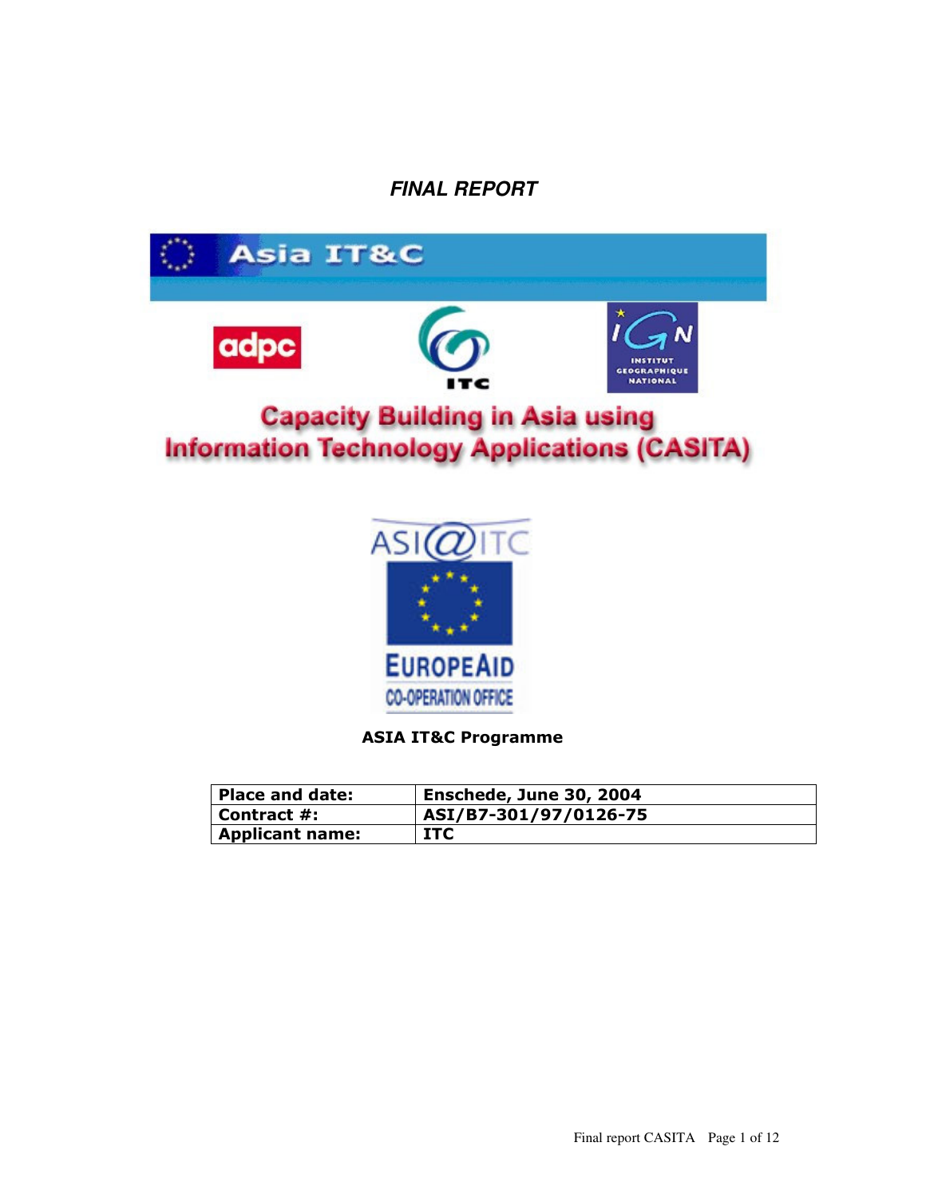***FINAL REPORT***

Asia IT&C

adpc

ITC

IGN INSTITUT GEOGRAPHIQUE NATIONAL

# Capacity Building in Asia using Information Technology Applications (CASITA)

ASI@ITC

EUROPEAID CO-OPERATION OFFICE

**ASIA IT&C Programme**

| **Place and date:** | **Enschede, June 30, 2004** |
| --- | --- |
| **Contract #:** | **ASI/B7-301/97/0126-75** |
| **Applicant name:** | **ITC** |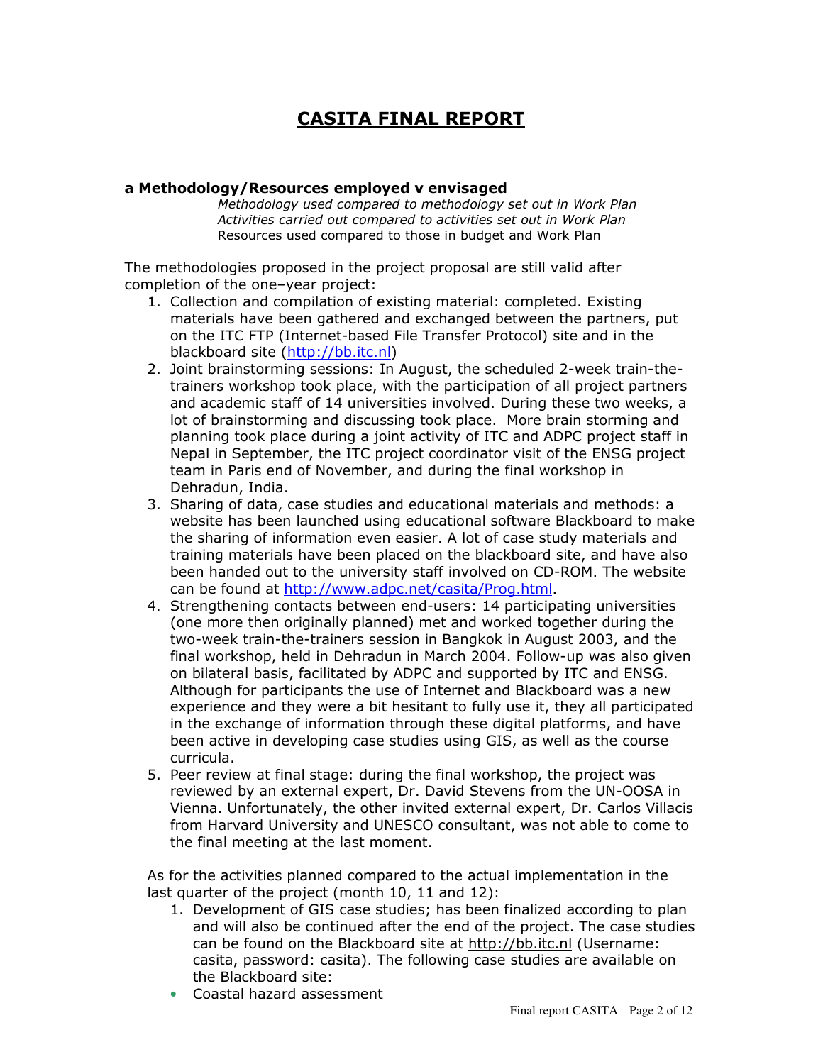# CASITA FINAL REPORT

### a Methodology/Resources employed v envisaged

*Methodology used compared to methodology set out in Work Plan*
*Activities carried out compared to activities set out in Work Plan*
Resources used compared to those in budget and Work Plan

The methodologies proposed in the project proposal are still valid after completion of the one–year project:

1. Collection and compilation of existing material: completed. Existing materials have been gathered and exchanged between the partners, put on the ITC FTP (Internet-based File Transfer Protocol) site and in the blackboard site (http://bb.itc.nl)
2. Joint brainstorming sessions: In August, the scheduled 2-week train-the-trainers workshop took place, with the participation of all project partners and academic staff of 14 universities involved. During these two weeks, a lot of brainstorming and discussing took place. More brain storming and planning took place during a joint activity of ITC and ADPC project staff in Nepal in September, the ITC project coordinator visit of the ENSG project team in Paris end of November, and during the final workshop in Dehradun, India.
3. Sharing of data, case studies and educational materials and methods: a website has been launched using educational software Blackboard to make the sharing of information even easier. A lot of case study materials and training materials have been placed on the blackboard site, and have also been handed out to the university staff involved on CD-ROM. The website can be found at http://www.adpc.net/casita/Prog.html.
4. Strengthening contacts between end-users: 14 participating universities (one more then originally planned) met and worked together during the two-week train-the-trainers session in Bangkok in August 2003, and the final workshop, held in Dehradun in March 2004. Follow-up was also given on bilateral basis, facilitated by ADPC and supported by ITC and ENSG. Although for participants the use of Internet and Blackboard was a new experience and they were a bit hesitant to fully use it, they all participated in the exchange of information through these digital platforms, and have been active in developing case studies using GIS, as well as the course curricula.
5. Peer review at final stage: during the final workshop, the project was reviewed by an external expert, Dr. David Stevens from the UN-OOSA in Vienna. Unfortunately, the other invited external expert, Dr. Carlos Villacis from Harvard University and UNESCO consultant, was not able to come to the final meeting at the last moment.

As for the activities planned compared to the actual implementation in the last quarter of the project (month 10, 11 and 12):

1. Development of GIS case studies; has been finalized according to plan and will also be continued after the end of the project. The case studies can be found on the Blackboard site at http://bb.itc.nl (Username: casita, password: casita). The following case studies are available on the Blackboard site:

- Coastal hazard assessment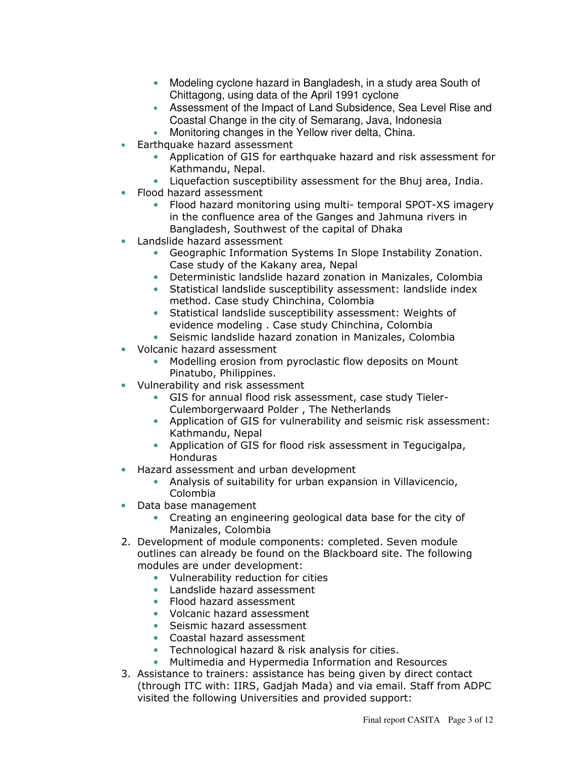- Modeling cyclone hazard in Bangladesh, in a study area South of Chittagong, using data of the April 1991 cyclone
    - Assessment of the Impact of Land Subsidence, Sea Level Rise and Coastal Change in the city of Semarang, Java, Indonesia
    - Monitoring changes in the Yellow river delta, China.
- Earthquake hazard assessment
    - Application of GIS for earthquake hazard and risk assessment for Kathmandu, Nepal.
    - Liquefaction susceptibility assessment for the Bhuj area, India.
- Flood hazard assessment
    - Flood hazard monitoring using multi- temporal SPOT-XS imagery in the confluence area of the Ganges and Jahmuna rivers in Bangladesh, Southwest of the capital of Dhaka
- Landslide hazard assessment
    - Geographic Information Systems In Slope Instability Zonation. Case study of the Kakany area, Nepal
    - Deterministic landslide hazard zonation in Manizales, Colombia
    - Statistical landslide susceptibility assessment: landslide index method. Case study Chinchina, Colombia
    - Statistical landslide susceptibility assessment: Weights of evidence modeling . Case study Chinchina, Colombia
    - Seismic landslide hazard zonation in Manizales, Colombia
- Volcanic hazard assessment
    - Modelling erosion from pyroclastic flow deposits on Mount Pinatubo, Philippines.
- Vulnerability and risk assessment
    - GIS for annual flood risk assessment, case study Tieler-Culemborgerwaard Polder , The Netherlands
    - Application of GIS for vulnerability and seismic risk assessment: Kathmandu, Nepal
    - Application of GIS for flood risk assessment in Tegucigalpa, Honduras
- Hazard assessment and urban development
    - Analysis of suitability for urban expansion in Villavicencio, Colombia
- Data base management
    - Creating an engineering geological data base for the city of Manizales, Colombia

2. Development of module components: completed. Seven module outlines can already be found on the Blackboard site. The following modules are under development:
    - Vulnerability reduction for cities
    - Landslide hazard assessment
    - Flood hazard assessment
    - Volcanic hazard assessment
    - Seismic hazard assessment
    - Coastal hazard assessment
    - Technological hazard & risk analysis for cities.
    - Multimedia and Hypermedia Information and Resources
3. Assistance to trainers: assistance has being given by direct contact (through ITC with: IIRS, Gadjah Mada) and via email. Staff from ADPC visited the following Universities and provided support: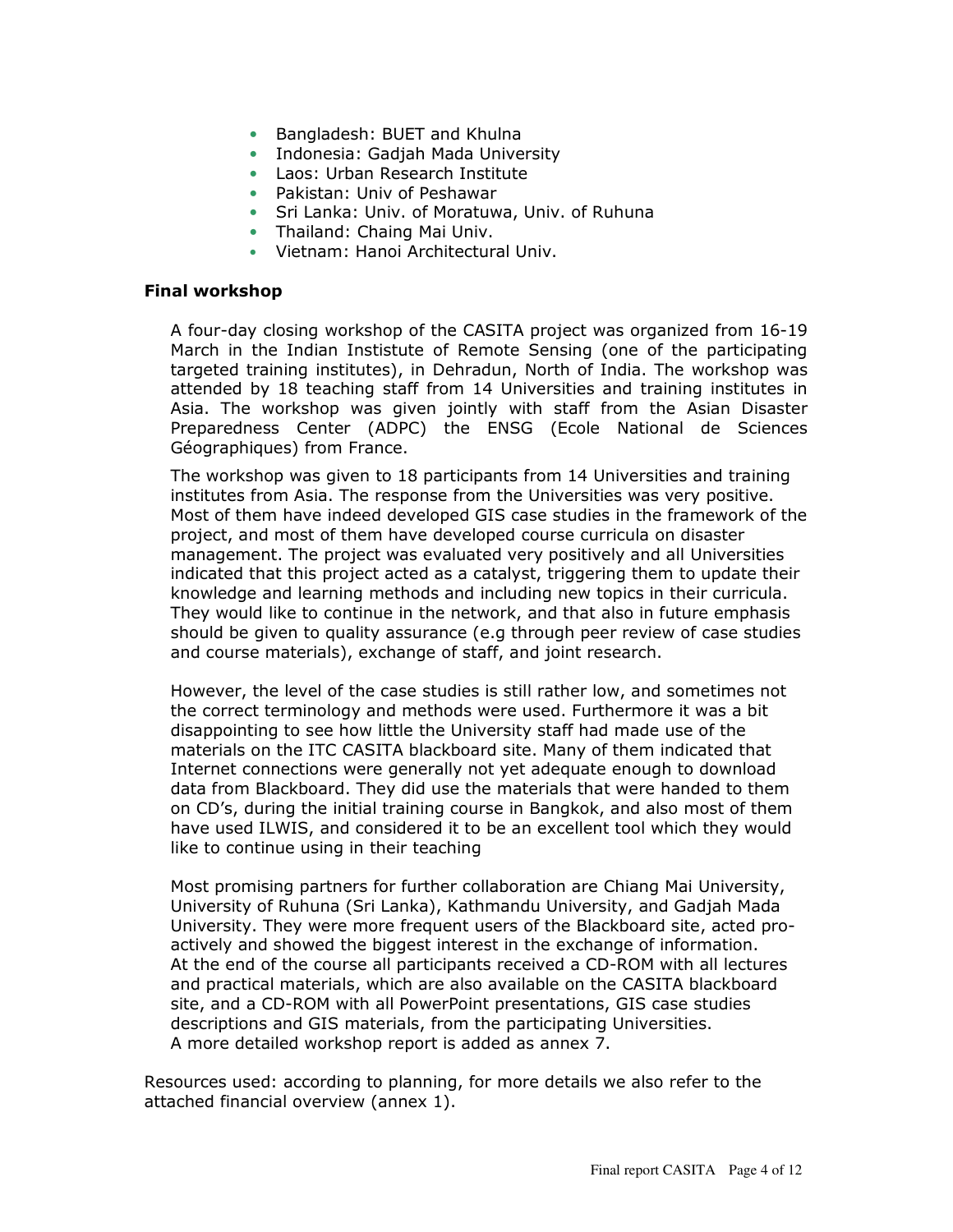- Bangladesh: BUET and Khulna
- Indonesia: Gadjah Mada University
- Laos: Urban Research Institute
- Pakistan: Univ of Peshawar
- Sri Lanka: Univ. of Moratuwa, Univ. of Ruhuna
- Thailand: Chaing Mai Univ.
- Vietnam: Hanoi Architectural Univ.

**Final workshop**

A four-day closing workshop of the CASITA project was organized from 16-19 March in the Indian Institute of Remote Sensing (one of the participating targeted training institutes), in Dehradun, North of India. The workshop was attended by 18 teaching staff from 14 Universities and training institutes in Asia. The workshop was given jointly with staff from the Asian Disaster Preparedness Center (ADPC) the ENSG (Ecole National de Sciences Géographiques) from France.

The workshop was given to 18 participants from 14 Universities and training institutes from Asia. The response from the Universities was very positive. Most of them have indeed developed GIS case studies in the framework of the project, and most of them have developed course curricula on disaster management. The project was evaluated very positively and all Universities indicated that this project acted as a catalyst, triggering them to update their knowledge and learning methods and including new topics in their curricula. They would like to continue in the network, and that also in future emphasis should be given to quality assurance (e.g through peer review of case studies and course materials), exchange of staff, and joint research.

However, the level of the case studies is still rather low, and sometimes not the correct terminology and methods were used. Furthermore it was a bit disappointing to see how little the University staff had made use of the materials on the ITC CASITA blackboard site. Many of them indicated that Internet connections were generally not yet adequate enough to download data from Blackboard. They did use the materials that were handed to them on CD's, during the initial training course in Bangkok, and also most of them have used ILWIS, and considered it to be an excellent tool which they would like to continue using in their teaching

Most promising partners for further collaboration are Chiang Mai University, University of Ruhuna (Sri Lanka), Kathmandu University, and Gadjah Mada University. They were more frequent users of the Blackboard site, acted pro-actively and showed the biggest interest in the exchange of information. At the end of the course all participants received a CD-ROM with all lectures and practical materials, which are also available on the CASITA blackboard site, and a CD-ROM with all PowerPoint presentations, GIS case studies descriptions and GIS materials, from the participating Universities. A more detailed workshop report is added as annex 7.

Resources used: according to planning, for more details we also refer to the attached financial overview (annex 1).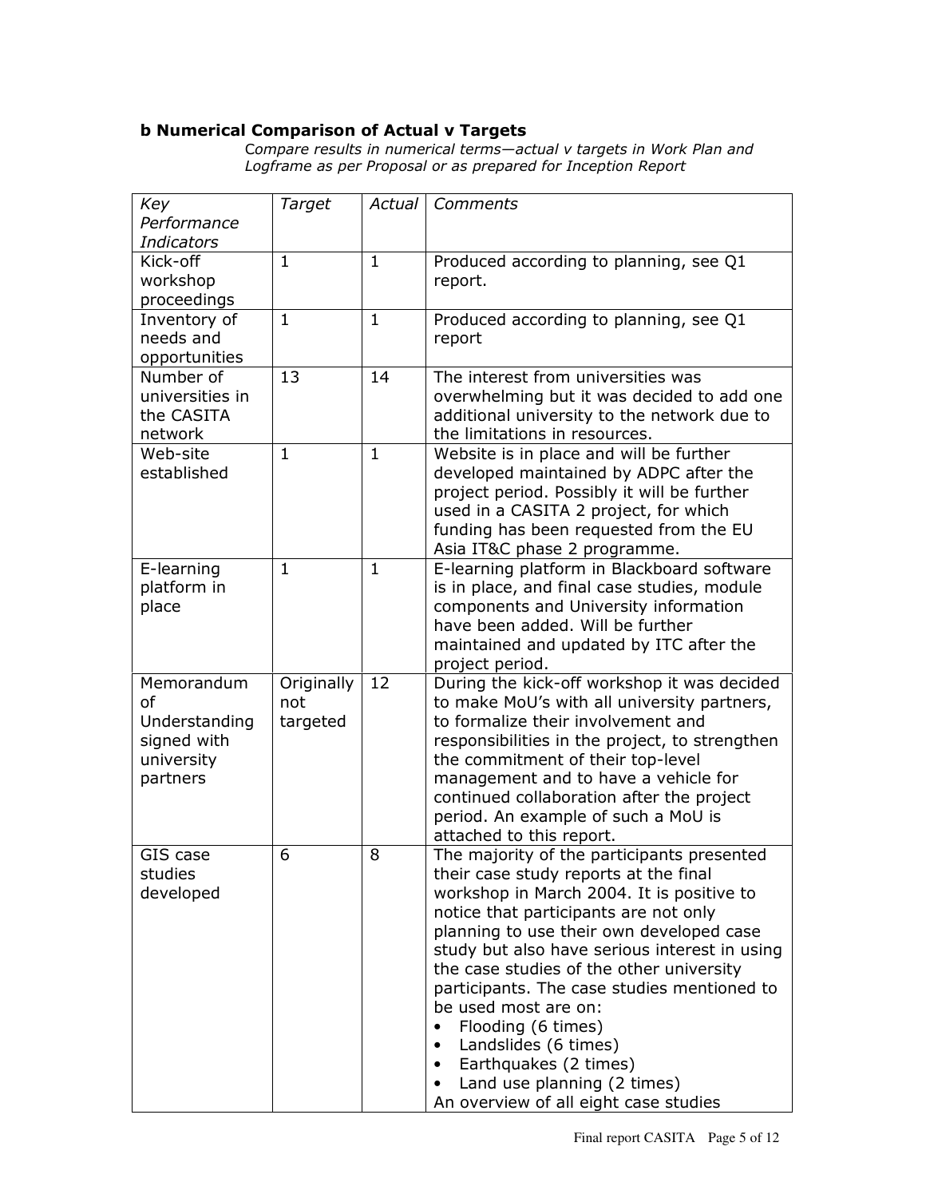### b Numerical Comparison of Actual v Targets

*Compare results in numerical terms—actual v targets in Work Plan and Logframe as per Proposal or as prepared for Inception Report*

| *Key Performance Indicators* | *Target* | *Actual* | *Comments* |
|---|---|---|---|
| Kick-off workshop proceedings | 1 | 1 | Produced according to planning, see Q1 report. |
| Inventory of needs and opportunities | 1 | 1 | Produced according to planning, see Q1 report |
| Number of universities in the CASITA network | 13 | 14 | The interest from universities was overwhelming but it was decided to add one additional university to the network due to the limitations in resources. |
| Web-site established | 1 | 1 | Website is in place and will be further developed maintained by ADPC after the project period. Possibly it will be further used in a CASITA 2 project, for which funding has been requested from the EU Asia IT&C phase 2 programme. |
| E-learning platform in place | 1 | 1 | E-learning platform in Blackboard software is in place, and final case studies, module components and University information have been added. Will be further maintained and updated by ITC after the project period. |
| Memorandum of Understanding signed with university partners | Originally not targeted | 12 | During the kick-off workshop it was decided to make MoU's with all university partners, to formalize their involvement and responsibilities in the project, to strengthen the commitment of their top-level management and to have a vehicle for continued collaboration after the project period. An example of such a MoU is attached to this report. |
| GIS case studies developed | 6 | 8 | The majority of the participants presented their case study reports at the final workshop in March 2004. It is positive to notice that participants are not only planning to use their own developed case study but also have serious interest in using the case studies of the other university participants. The case studies mentioned to be used most are on: <br>• Flooding (6 times) <br>• Landslides (6 times) <br>• Earthquakes (2 times) <br>• Land use planning (2 times) <br>An overview of all eight case studies |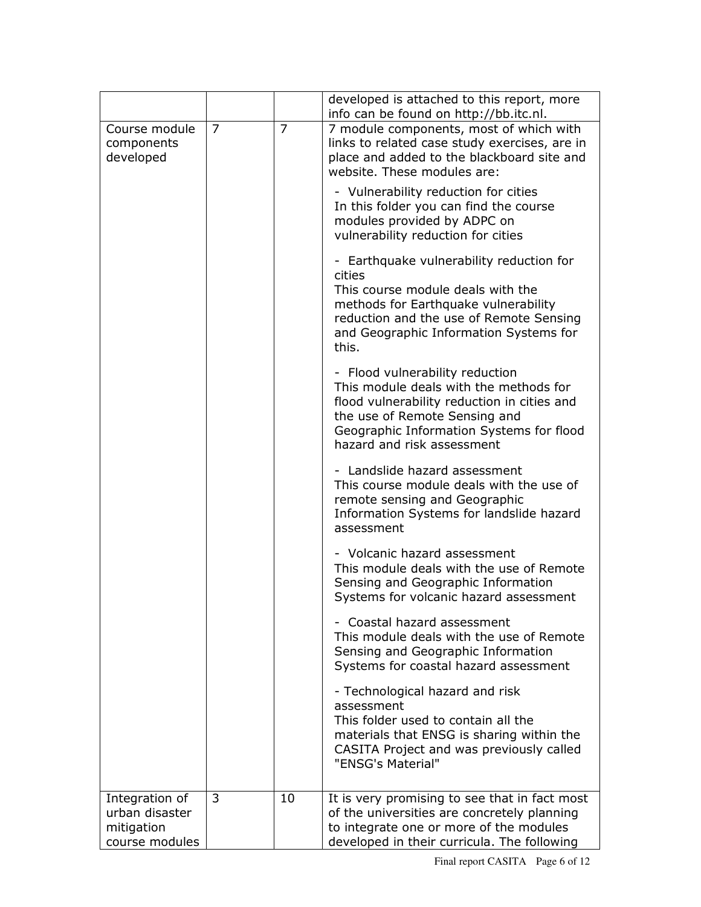| | | | |
|---|---|---|---|
| | | | developed is attached to this report, more info can be found on http://bb.itc.nl. |
| Course module components developed | 7 | 7 | 7 module components, most of which with links to related case study exercises, are in place and added to the blackboard site and website. These modules are:<br><br>- Vulnerability reduction for cities<br>In this folder you can find the course modules provided by ADPC on vulnerability reduction for cities<br><br>- Earthquake vulnerability reduction for cities<br>This course module deals with the methods for Earthquake vulnerability reduction and the use of Remote Sensing and Geographic Information Systems for this.<br><br>- Flood vulnerability reduction<br>This module deals with the methods for flood vulnerability reduction in cities and the use of Remote Sensing and Geographic Information Systems for flood hazard and risk assessment<br><br>- Landslide hazard assessment<br>This course module deals with the use of remote sensing and Geographic Information Systems for landslide hazard assessment<br><br>- Volcanic hazard assessment<br>This module deals with the use of Remote Sensing and Geographic Information Systems for volcanic hazard assessment<br><br>- Coastal hazard assessment<br>This module deals with the use of Remote Sensing and Geographic Information Systems for coastal hazard assessment<br><br>- Technological hazard and risk assessment<br>This folder used to contain all the materials that ENSG is sharing within the CASITA Project and was previously called "ENSG's Material" |
| Integration of urban disaster mitigation course modules | 3 | 10 | It is very promising to see that in fact most of the universities are concretely planning to integrate one or more of the modules developed in their curricula. The following |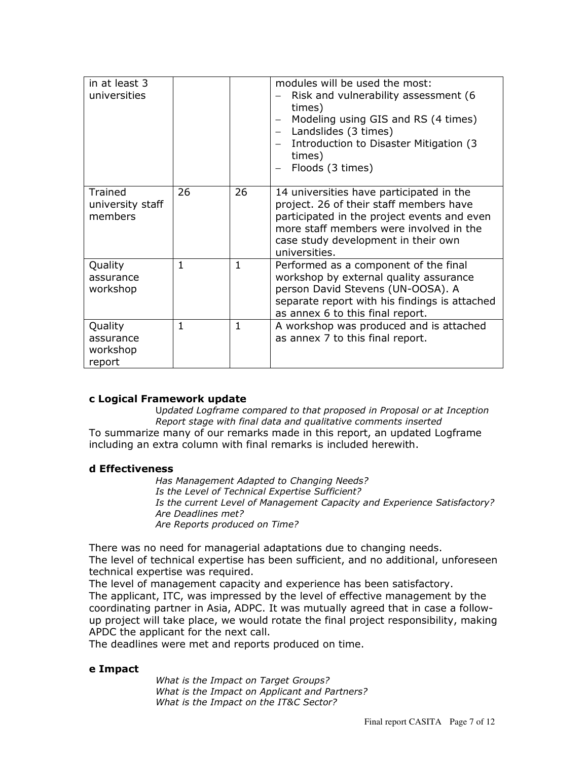| | | | |
|---|---|---|---|
| in at least 3 universities | | | modules will be used the most:<br>– Risk and vulnerability assessment (6 times)<br>– Modeling using GIS and RS (4 times)<br>– Landslides (3 times)<br>– Introduction to Disaster Mitigation (3 times)<br>– Floods (3 times) |
| Trained university staff members | 26 | 26 | 14 universities have participated in the project. 26 of their staff members have participated in the project events and even more staff members were involved in the case study development in their own universities. |
| Quality assurance workshop | 1 | 1 | Performed as a component of the final workshop by external quality assurance person David Stevens (UN-OOSA). A separate report with his findings is attached as annex 6 to this final report. |
| Quality assurance workshop report | 1 | 1 | A workshop was produced and is attached as annex 7 to this final report. |

### c Logical Framework update

*Updated Logframe compared to that proposed in Proposal or at Inception Report stage with final data and qualitative comments inserted*

To summarize many of our remarks made in this report, an updated Logframe including an extra column with final remarks is included herewith.

### d Effectiveness

*Has Management Adapted to Changing Needs?*
*Is the Level of Technical Expertise Sufficient?*
*Is the current Level of Management Capacity and Experience Satisfactory?*
*Are Deadlines met?*
*Are Reports produced on Time?*

There was no need for managerial adaptations due to changing needs.
The level of technical expertise has been sufficient, and no additional, unforeseen technical expertise was required.
The level of management capacity and experience has been satisfactory.
The applicant, ITC, was impressed by the level of effective management by the coordinating partner in Asia, ADPC. It was mutually agreed that in case a follow-up project will take place, we would rotate the final project responsibility, making APDC the applicant for the next call.
The deadlines were met and reports produced on time.

### e Impact

*What is the Impact on Target Groups?*
*What is the Impact on Applicant and Partners?*
*What is the Impact on the IT&C Sector?*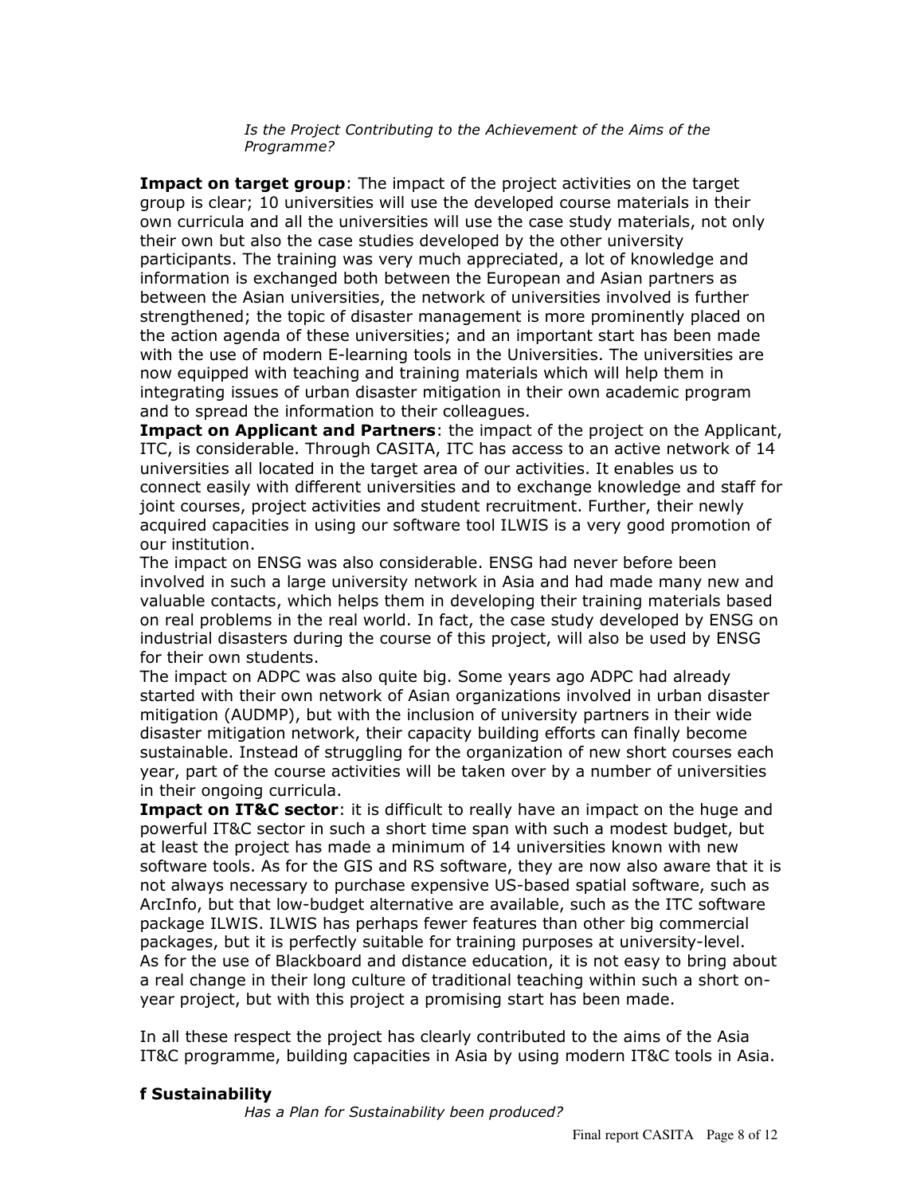*Is the Project Contributing to the Achievement of the Aims of the Programme?*

**Impact on target group**: The impact of the project activities on the target group is clear; 10 universities will use the developed course materials in their own curricula and all the universities will use the case study materials, not only their own but also the case studies developed by the other university participants. The training was very much appreciated, a lot of knowledge and information is exchanged both between the European and Asian partners as between the Asian universities, the network of universities involved is further strengthened; the topic of disaster management is more prominently placed on the action agenda of these universities; and an important start has been made with the use of modern E-learning tools in the Universities. The universities are now equipped with teaching and training materials which will help them in integrating issues of urban disaster mitigation in their own academic program and to spread the information to their colleagues.

**Impact on Applicant and Partners**: the impact of the project on the Applicant, ITC, is considerable. Through CASITA, ITC has access to an active network of 14 universities all located in the target area of our activities. It enables us to connect easily with different universities and to exchange knowledge and staff for joint courses, project activities and student recruitment. Further, their newly acquired capacities in using our software tool ILWIS is a very good promotion of our institution.

The impact on ENSG was also considerable. ENSG had never before been involved in such a large university network in Asia and had made many new and valuable contacts, which helps them in developing their training materials based on real problems in the real world. In fact, the case study developed by ENSG on industrial disasters during the course of this project, will also be used by ENSG for their own students.

The impact on ADPC was also quite big. Some years ago ADPC had already started with their own network of Asian organizations involved in urban disaster mitigation (AUDMP), but with the inclusion of university partners in their wide disaster mitigation network, their capacity building efforts can finally become sustainable. Instead of struggling for the organization of new short courses each year, part of the course activities will be taken over by a number of universities in their ongoing curricula.

**Impact on IT&C sector**: it is difficult to really have an impact on the huge and powerful IT&C sector in such a short time span with such a modest budget, but at least the project has made a minimum of 14 universities known with new software tools. As for the GIS and RS software, they are now also aware that it is not always necessary to purchase expensive US-based spatial software, such as ArcInfo, but that low-budget alternative are available, such as the ITC software package ILWIS. ILWIS has perhaps fewer features than other big commercial packages, but it is perfectly suitable for training purposes at university-level.

As for the use of Blackboard and distance education, it is not easy to bring about a real change in their long culture of traditional teaching within such a short on-year project, but with this project a promising start has been made.

In all these respect the project has clearly contributed to the aims of the Asia IT&C programme, building capacities in Asia by using modern IT&C tools in Asia.

### f Sustainability

*Has a Plan for Sustainability been produced?*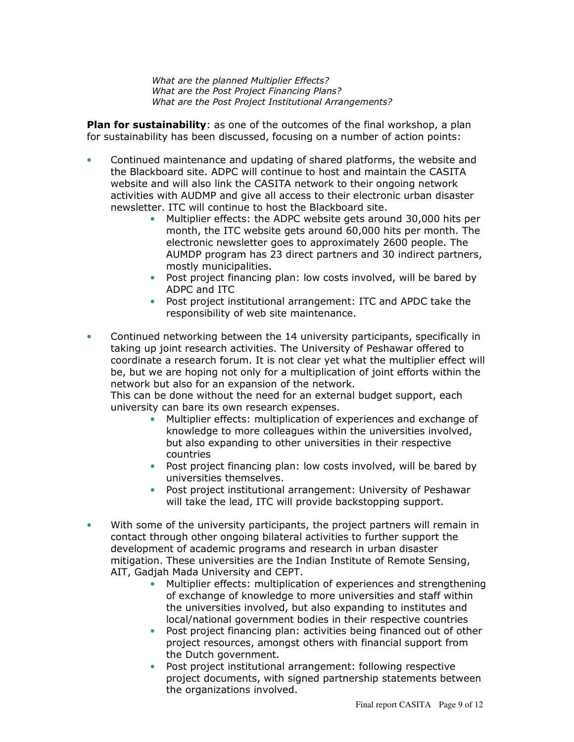*What are the planned Multiplier Effects?*
*What are the Post Project Financing Plans?*
*What are the Post Project Institutional Arrangements?*

**Plan for sustainability**: as one of the outcomes of the final workshop, a plan for sustainability has been discussed, focusing on a number of action points:

- Continued maintenance and updating of shared platforms, the website and the Blackboard site. ADPC will continue to host and maintain the CASITA website and will also link the CASITA network to their ongoing network activities with AUDMP and give all access to their electronic urban disaster newsletter. ITC will continue to host the Blackboard site.
    - Multiplier effects: the ADPC website gets around 30,000 hits per month, the ITC website gets around 60,000 hits per month. The electronic newsletter goes to approximately 2600 people. The AUMDP program has 23 direct partners and 30 indirect partners, mostly municipalities.
    - Post project financing plan: low costs involved, will be bared by ADPC and ITC
    - Post project institutional arrangement: ITC and APDC take the responsibility of web site maintenance.

- Continued networking between the 14 university participants, specifically in taking up joint research activities. The University of Peshawar offered to coordinate a research forum. It is not clear yet what the multiplier effect will be, but we are hoping not only for a multiplication of joint efforts within the network but also for an expansion of the network.
  This can be done without the need for an external budget support, each university can bare its own research expenses.
    - Multiplier effects: multiplication of experiences and exchange of knowledge to more colleagues within the universities involved, but also expanding to other universities in their respective countries
    - Post project financing plan: low costs involved, will be bared by universities themselves.
    - Post project institutional arrangement: University of Peshawar will take the lead, ITC will provide backstopping support.

- With some of the university participants, the project partners will remain in contact through other ongoing bilateral activities to further support the development of academic programs and research in urban disaster mitigation. These universities are the Indian Institute of Remote Sensing, AIT, Gadjah Mada University and CEPT.
    - Multiplier effects: multiplication of experiences and strengthening of exchange of knowledge to more universities and staff within the universities involved, but also expanding to institutes and local/national government bodies in their respective countries
    - Post project financing plan: activities being financed out of other project resources, amongst others with financial support from the Dutch government.
    - Post project institutional arrangement: following respective project documents, with signed partnership statements between the organizations involved.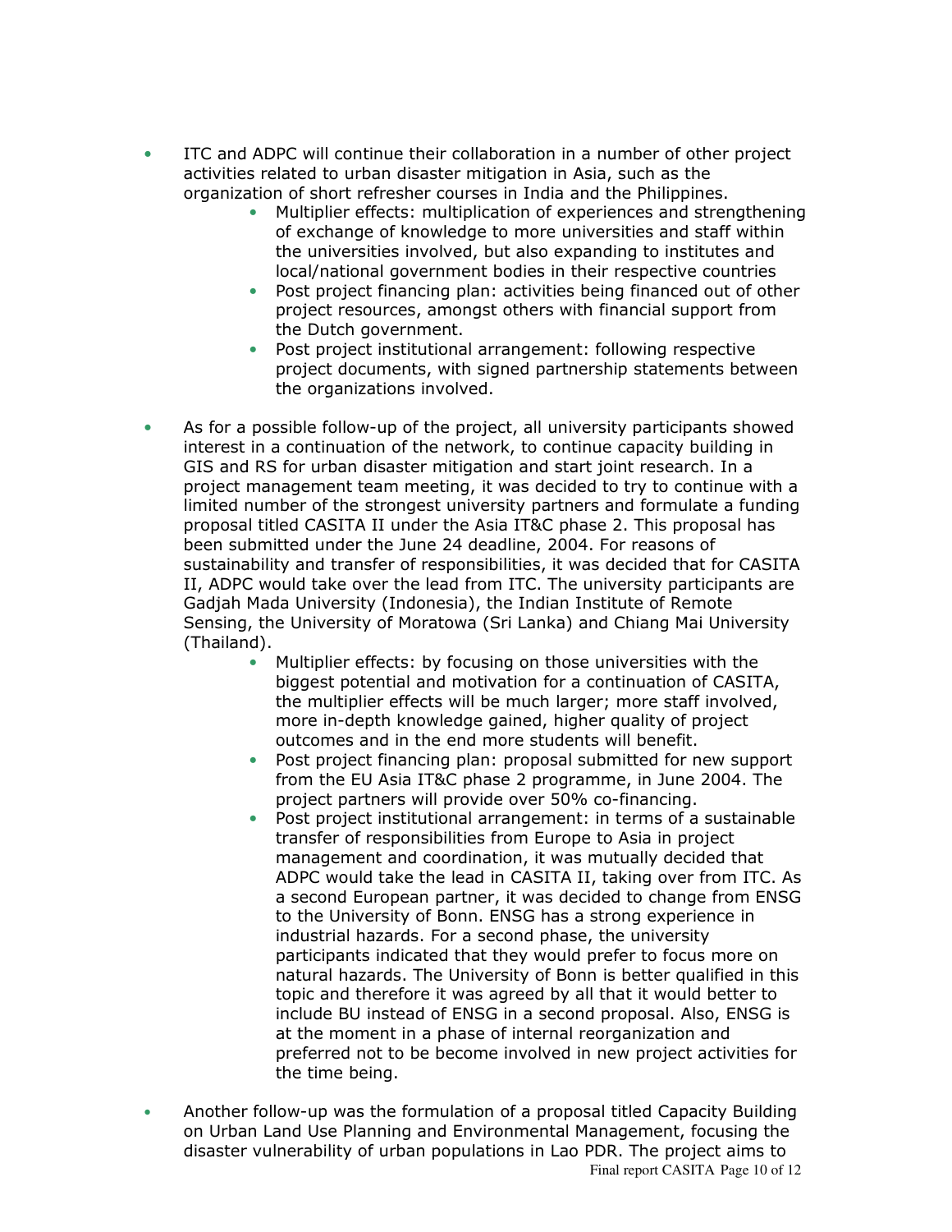- ITC and ADPC will continue their collaboration in a number of other project activities related to urban disaster mitigation in Asia, such as the organization of short refresher courses in India and the Philippines.
    - Multiplier effects: multiplication of experiences and strengthening of exchange of knowledge to more universities and staff within the universities involved, but also expanding to institutes and local/national government bodies in their respective countries
    - Post project financing plan: activities being financed out of other project resources, amongst others with financial support from the Dutch government.
    - Post project institutional arrangement: following respective project documents, with signed partnership statements between the organizations involved.

- As for a possible follow-up of the project, all university participants showed interest in a continuation of the network, to continue capacity building in GIS and RS for urban disaster mitigation and start joint research. In a project management team meeting, it was decided to try to continue with a limited number of the strongest university partners and formulate a funding proposal titled CASITA II under the Asia IT&C phase 2. This proposal has been submitted under the June 24 deadline, 2004. For reasons of sustainability and transfer of responsibilities, it was decided that for CASITA II, ADPC would take over the lead from ITC. The university participants are Gadjah Mada University (Indonesia), the Indian Institute of Remote Sensing, the University of Moratowa (Sri Lanka) and Chiang Mai University (Thailand).
    - Multiplier effects: by focusing on those universities with the biggest potential and motivation for a continuation of CASITA, the multiplier effects will be much larger; more staff involved, more in-depth knowledge gained, higher quality of project outcomes and in the end more students will benefit.
    - Post project financing plan: proposal submitted for new support from the EU Asia IT&C phase 2 programme, in June 2004. The project partners will provide over 50% co-financing.
    - Post project institutional arrangement: in terms of a sustainable transfer of responsibilities from Europe to Asia in project management and coordination, it was mutually decided that ADPC would take the lead in CASITA II, taking over from ITC. As a second European partner, it was decided to change from ENSG to the University of Bonn. ENSG has a strong experience in industrial hazards. For a second phase, the university participants indicated that they would prefer to focus more on natural hazards. The University of Bonn is better qualified in this topic and therefore it was agreed by all that it would better to include BU instead of ENSG in a second proposal. Also, ENSG is at the moment in a phase of internal reorganization and preferred not to be become involved in new project activities for the time being.

- Another follow-up was the formulation of a proposal titled Capacity Building on Urban Land Use Planning and Environmental Management, focusing the disaster vulnerability of urban populations in Lao PDR. The project aims to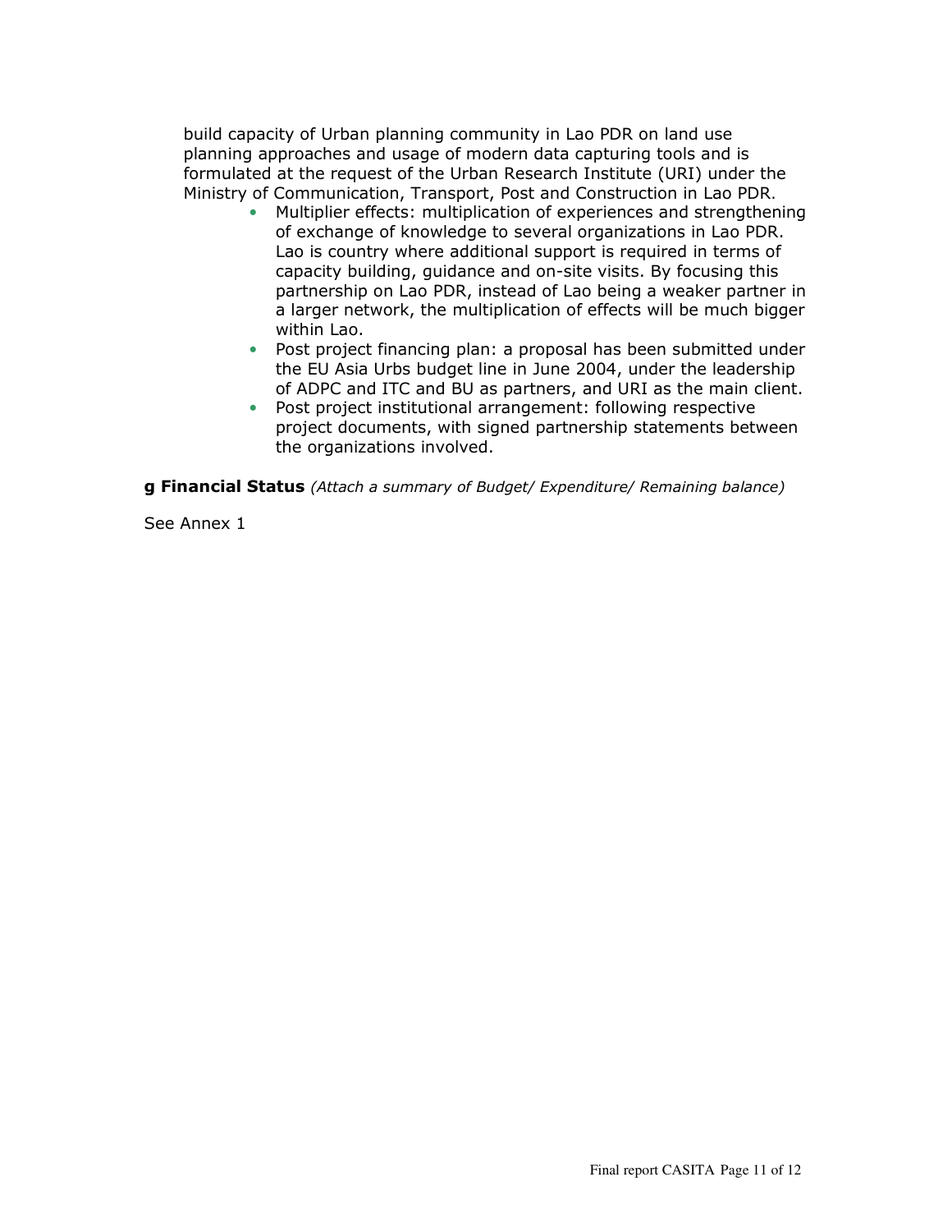build capacity of Urban planning community in Lao PDR on land use planning approaches and usage of modern data capturing tools and is formulated at the request of the Urban Research Institute (URI) under the Ministry of Communication, Transport, Post and Construction in Lao PDR.

- Multiplier effects: multiplication of experiences and strengthening of exchange of knowledge to several organizations in Lao PDR. Lao is country where additional support is required in terms of capacity building, guidance and on-site visits. By focusing this partnership on Lao PDR, instead of Lao being a weaker partner in a larger network, the multiplication of effects will be much bigger within Lao.
- Post project financing plan: a proposal has been submitted under the EU Asia Urbs budget line in June 2004, under the leadership of ADPC and ITC and BU as partners, and URI as the main client.
- Post project institutional arrangement: following respective project documents, with signed partnership statements between the organizations involved.

**g Financial Status** *(Attach a summary of Budget/ Expenditure/ Remaining balance)*

See Annex 1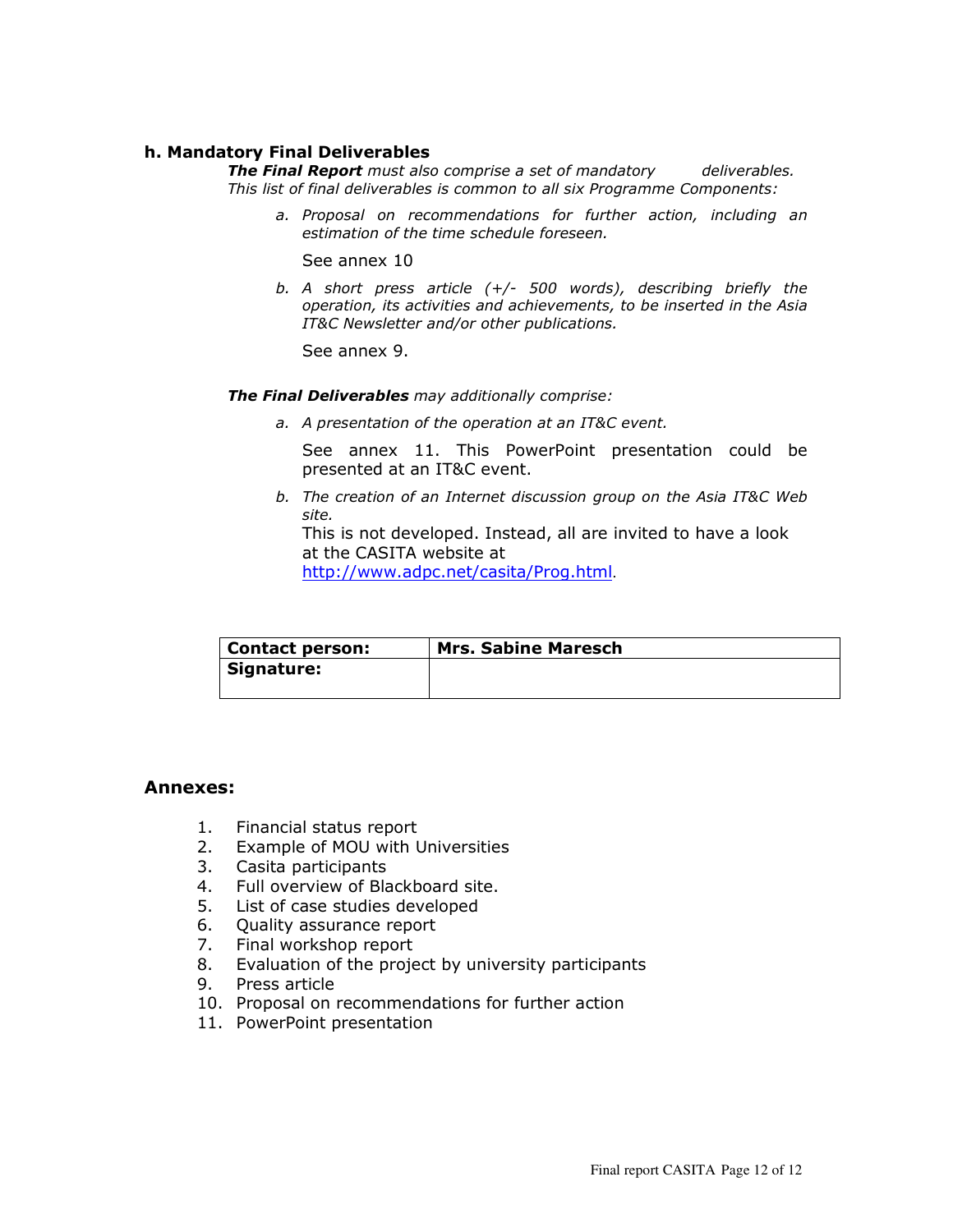### h. Mandatory Final Deliverables

***The Final Report*** *must also comprise a set of mandatory deliverables. This list of final deliverables is common to all six Programme Components:*

a. *Proposal on recommendations for further action, including an estimation of the time schedule foreseen.*

   See annex 10

b. *A short press article (+/- 500 words), describing briefly the operation, its activities and achievements, to be inserted in the Asia IT&C Newsletter and/or other publications.*

   See annex 9.

***The Final Deliverables*** *may additionally comprise:*

a. *A presentation of the operation at an IT&C event.*

   See annex 11. This PowerPoint presentation could be presented at an IT&C event.

b. *The creation of an Internet discussion group on the Asia IT&C Web site.*

   This is not developed. Instead, all are invited to have a look at the CASITA website at http://www.adpc.net/casita/Prog.html.

| | |
|---|---|
| **Contact person:** | **Mrs. Sabine Maresch** |
| **Signature:** | |

## Annexes:

1. Financial status report
2. Example of MOU with Universities
3. Casita participants
4. Full overview of Blackboard site.
5. List of case studies developed
6. Quality assurance report
7. Final workshop report
8. Evaluation of the project by university participants
9. Press article
10. Proposal on recommendations for further action
11. PowerPoint presentation